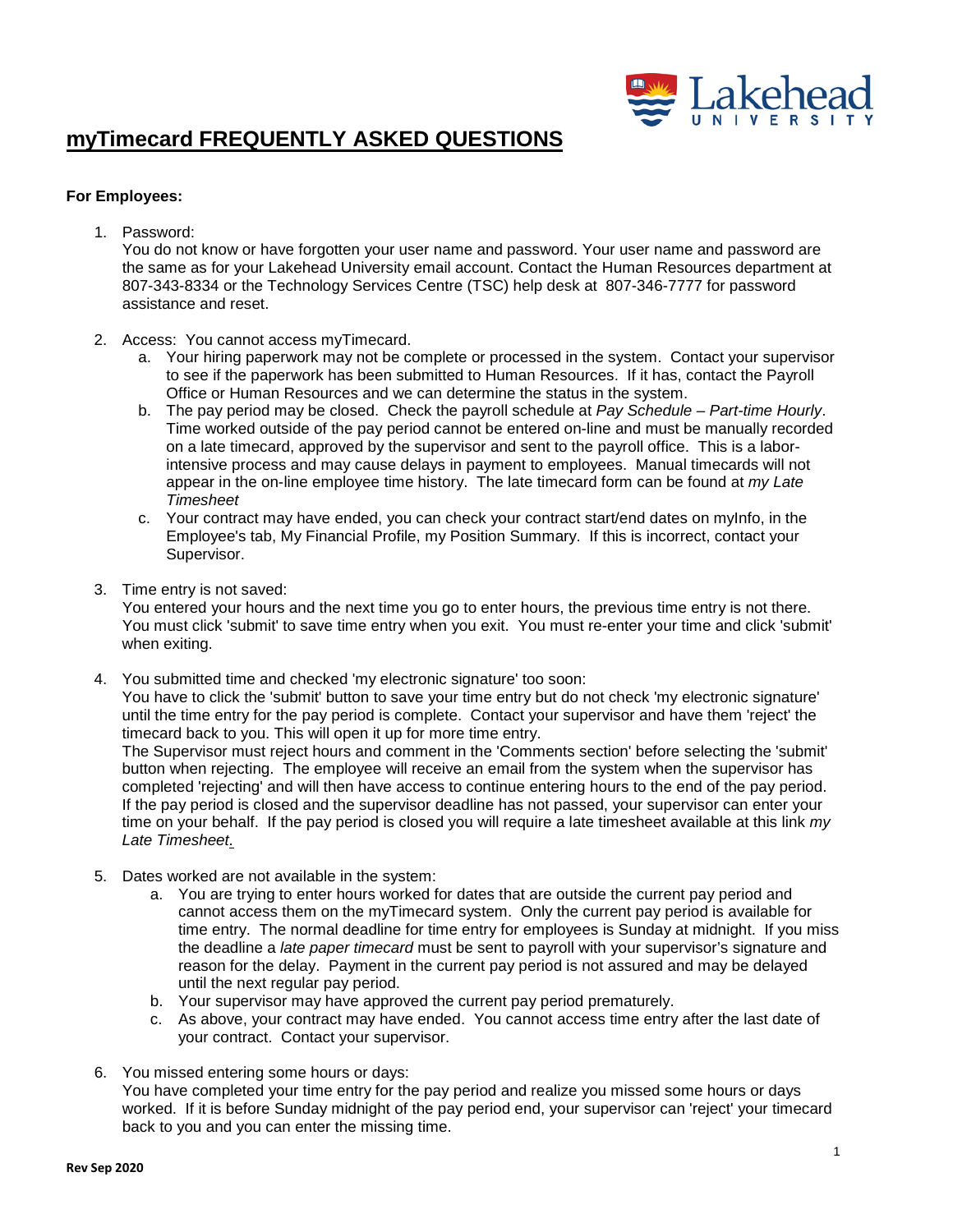# myTimecard FREQUENTLY ASKED QUESTIONS

**For Employees:**

1. Password:
   You do not know or have forgotten your user name and password. Your user name and password are the same as for your Lakehead University email account. Contact the Human Resources department at 807-343-8334 or the Technology Services Centre (TSC) help desk at 807-346-7777 for password assistance and reset.

2. Access: You cannot access myTimecard.
   a. Your hiring paperwork may not be complete or processed in the system. Contact your supervisor to see if the paperwork has been submitted to Human Resources. If it has, contact the Payroll Office or Human Resources and we can determine the status in the system.
   b. The pay period may be closed. Check the payroll schedule at *Pay Schedule – Part-time Hourly*. Time worked outside of the pay period cannot be entered on-line and must be manually recorded on a late timecard, approved by the supervisor and sent to the payroll office. This is a labor-intensive process and may cause delays in payment to employees. Manual timecards will not appear in the on-line employee time history. The late timecard form can be found at *my Late Timesheet*
   c. Your contract may have ended, you can check your contract start/end dates on myInfo, in the Employee's tab, My Financial Profile, my Position Summary. If this is incorrect, contact your Supervisor.

3. Time entry is not saved:
   You entered your hours and the next time you go to enter hours, the previous time entry is not there. You must click 'submit' to save time entry when you exit. You must re-enter your time and click 'submit' when exiting.

4. You submitted time and checked 'my electronic signature' too soon:
   You have to click the 'submit' button to save your time entry but do not check 'my electronic signature' until the time entry for the pay period is complete. Contact your supervisor and have them 'reject' the timecard back to you. This will open it up for more time entry.
   The Supervisor must reject hours and comment in the 'Comments section' before selecting the 'submit' button when rejecting. The employee will receive an email from the system when the supervisor has completed 'rejecting' and will then have access to continue entering hours to the end of the pay period. If the pay period is closed and the supervisor deadline has not passed, your supervisor can enter your time on your behalf. If the pay period is closed you will require a late timesheet available at this link *my Late Timesheet*.

5. Dates worked are not available in the system:
   a. You are trying to enter hours worked for dates that are outside the current pay period and cannot access them on the myTimecard system. Only the current pay period is available for time entry. The normal deadline for time entry for employees is Sunday at midnight. If you miss the deadline a *late paper timecard* must be sent to payroll with your supervisor's signature and reason for the delay. Payment in the current pay period is not assured and may be delayed until the next regular pay period.
   b. Your supervisor may have approved the current pay period prematurely.
   c. As above, your contract may have ended. You cannot access time entry after the last date of your contract. Contact your supervisor.

6. You missed entering some hours or days:
   You have completed your time entry for the pay period and realize you missed some hours or days worked. If it is before Sunday midnight of the pay period end, your supervisor can 'reject' your timecard back to you and you can enter the missing time.

Rev Sep 2020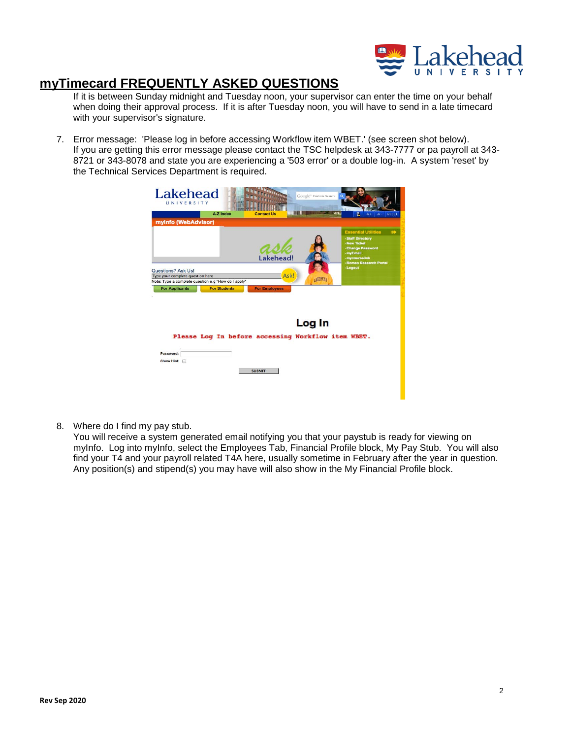## myTimecard FREQUENTLY ASKED QUESTIONS

If it is between Sunday midnight and Tuesday noon, your supervisor can enter the time on your behalf when doing their approval process. If it is after Tuesday noon, you will have to send in a late timecard with your supervisor's signature.

7. Error message: 'Please log in before accessing Workflow item WBET.' (see screen shot below). If you are getting this error message please contact the TSC helpdesk at 343-7777 or pa payroll at 343-8721 or 343-8078 and state you are experiencing a '503 error' or a double log-in. A system 'reset' by the Technical Services Department is required.

8. Where do I find my pay stub.
   You will receive a system generated email notifying you that your paystub is ready for viewing on myInfo. Log into myInfo, select the Employees Tab, Financial Profile block, My Pay Stub. You will also find your T4 and your payroll related T4A here, usually sometime in February after the year in question. Any position(s) and stipend(s) you may have will also show in the My Financial Profile block.

**Rev Sep 2020**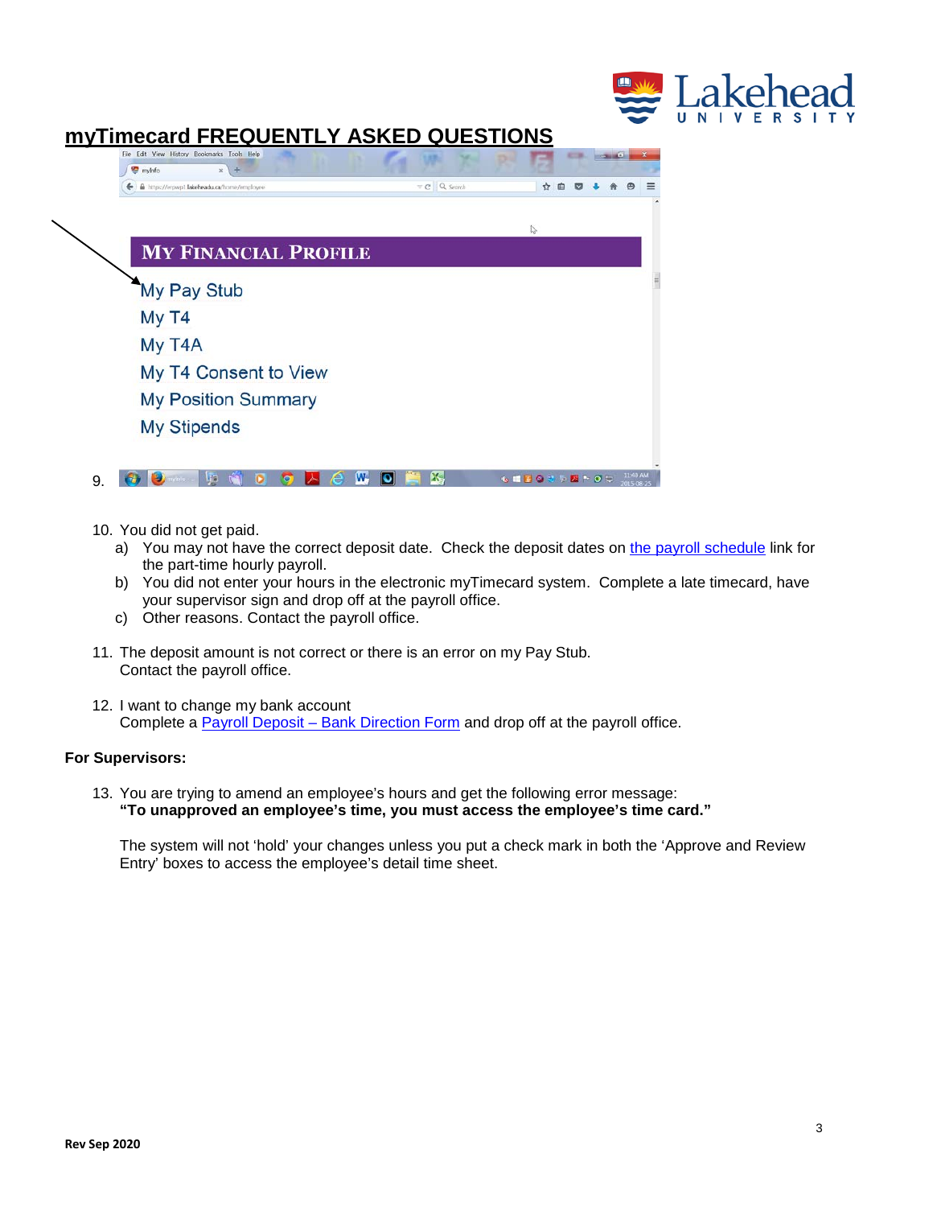## myTimecard FREQUENTLY ASKED QUESTIONS

9.

10. You did not get paid.
    a) You may not have the correct deposit date. Check the deposit dates on the payroll schedule link for the part-time hourly payroll.
    b) You did not enter your hours in the electronic myTimecard system. Complete a late timecard, have your supervisor sign and drop off at the payroll office.
    c) Other reasons. Contact the payroll office.

11. The deposit amount is not correct or there is an error on my Pay Stub.
    Contact the payroll office.

12. I want to change my bank account
    Complete a Payroll Deposit – Bank Direction Form and drop off at the payroll office.

**For Supervisors:**

13. You are trying to amend an employee's hours and get the following error message:
    **"To unapproved an employee's time, you must access the employee's time card."**

    The system will not 'hold' your changes unless you put a check mark in both the 'Approve and Review Entry' boxes to access the employee's detail time sheet.

**Rev Sep 2020**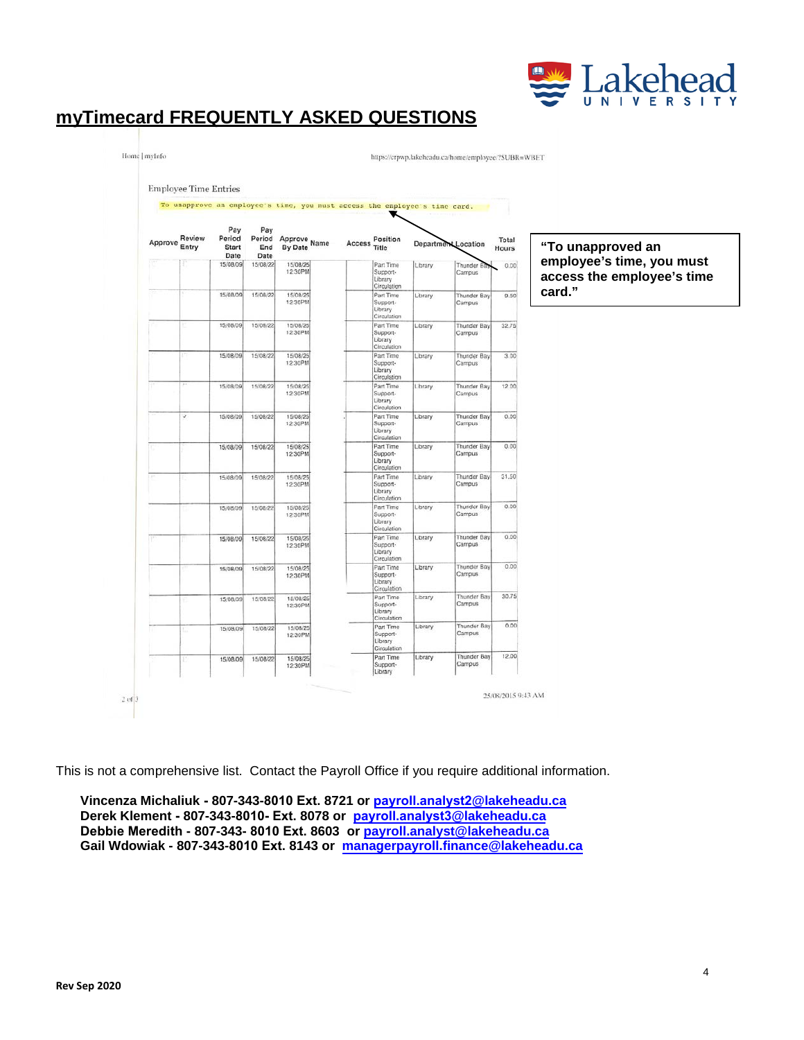# myTimecard FREQUENTLY ASKED QUESTIONS

Home | myInfo

https://erpwp.lakeheadu.ca/home/employee/?SUBR=WBET

Employee Time Entries

To unapprove an employee's time, you must access the employee's time card.

| Approve | Review Entry | Pay Period Start Date | Pay Period End Date | Approve By Date | Name | Access | Position Title | Department | Location | Total Hours |
|---|---|---|---|---|---|---|---|---|---|---|
| | | 15/08/09 | 15/08/22 | 15/08/25 12:30PM | | | Part Time Support-Library Circulation | Library | Thunder Bay Campus | 0.00 |
| | | 15/08/09 | 15/08/22 | 15/08/25 12:30PM | | | Part Time Support-Library Circulation | Library | Thunder Bay Campus | 9.50 |
| | | 15/08/09 | 15/08/22 | 15/08/25 12:30PM | | | Part Time Support-Library Circulation | Library | Thunder Bay Campus | 32.75 |
| | | 15/08/09 | 15/08/22 | 15/08/25 12:30PM | | | Part Time Support-Library Circulation | Library | Thunder Bay Campus | 3.00 |
| | | 15/08/09 | 15/08/22 | 15/08/25 12:30PM | | | Part Time Support-Library Circulation | Library | Thunder Bay Campus | 12.00 |
| | ✓ | 15/08/09 | 15/08/22 | 15/08/25 12:30PM | | | Part Time Support-Library Circulation | Library | Thunder Bay Campus | 0.00 |
| | | 15/08/09 | 15/08/22 | 15/08/25 12:30PM | | | Part Time Support-Library Circulation | Library | Thunder Bay Campus | 0.00 |
| | | 15/08/09 | 15/08/22 | 15/08/25 12:30PM | | | Part Time Support-Library Circulation | Library | Thunder Bay Campus | 31.50 |
| | | 15/08/09 | 15/08/22 | 15/08/25 12:30PM | | | Part Time Support-Library Circulation | Library | Thunder Bay Campus | 0.00 |
| | | 15/08/09 | 15/08/22 | 15/08/25 12:30PM | | | Part Time Support-Library Circulation | Library | Thunder Bay Campus | 0.00 |
| | | 15/08/09 | 15/08/22 | 15/08/25 12:30PM | | | Part Time Support-Library Circulation | Library | Thunder Bay Campus | 0.00 |
| | | 15/08/09 | 15/08/22 | 15/08/25 12:30PM | | | Part Time Support-Library Circulation | Library | Thunder Bay Campus | 30.75 |
| | | 15/08/09 | 15/08/22 | 15/08/25 12:30PM | | | Part Time Support-Library Circulation | Library | Thunder Bay Campus | 0.00 |
| | | 15/08/09 | 15/08/22 | 15/08/25 12:30PM | | | Part Time Support-Library | Library | Thunder Bay Campus | 12.00 |

25/08/2015 9:43 AM

**"To unapproved an employee's time, you must access the employee's time card."**

This is not a comprehensive list. Contact the Payroll Office if you require additional information.

**Vincenza Michaliuk - 807-343-8010 Ext. 8721 or [payroll.analyst2@lakeheadu.ca](mailto:payroll.analyst2@lakeheadu.ca)**
**Derek Klement - 807-343-8010- Ext. 8078 or [payroll.analyst3@lakeheadu.ca](mailto:payroll.analyst3@lakeheadu.ca)**
**Debbie Meredith - 807-343- 8010 Ext. 8603 or [payroll.analyst@lakeheadu.ca](mailto:payroll.analyst@lakeheadu.ca)**
**Gail Wdowiak - 807-343-8010 Ext. 8143 or [managerpayroll.finance@lakeheadu.ca](mailto:managerpayroll.finance@lakeheadu.ca)**